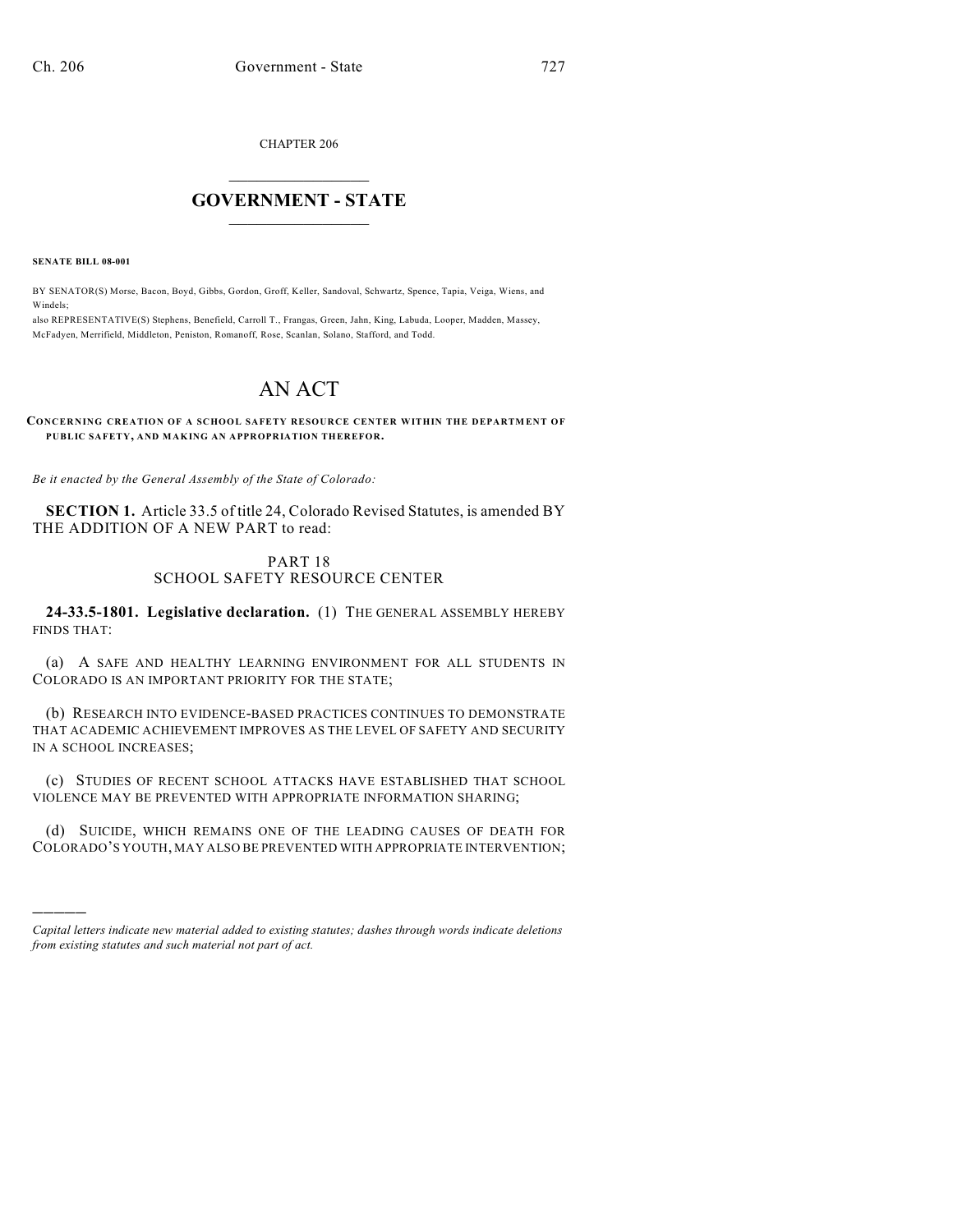CHAPTER 206

## GOVERNMENT - STATE

**SENATE BILL 08-001**

BY SENATOR(S) Morse, Bacon, Boyd, Gibbs, Gordon, Groff, Keller, Sandoval, Schwartz, Spence, Tapia, Veiga, Wiens, and Windels;

also REPRESENTATIVE(S) Stephens, Benefield, Carroll T., Frangas, Green, Jahn, King, Labuda, Looper, Madden, Massey, McFadyen, Merrifield, Middleton, Peniston, Romanoff, Rose, Scanlan, Solano, Stafford, and Todd.

# AN ACT

**CONCERNING CREATION OF A SCHOOL SAFETY RESOURCE CENTER WITHIN THE DEPARTMENT OF PUBLIC SAFETY, AND MAKING AN APPROPRIATION THEREFOR.**

*Be it enacted by the General Assembly of the State of Colorado:*

**SECTION 1.** Article 33.5 of title 24, Colorado Revised Statutes, is amended BY THE ADDITION OF A NEW PART to read:

PART 18
SCHOOL SAFETY RESOURCE CENTER

**24-33.5-1801. Legislative declaration.** (1) THE GENERAL ASSEMBLY HEREBY FINDS THAT:

(a) A SAFE AND HEALTHY LEARNING ENVIRONMENT FOR ALL STUDENTS IN COLORADO IS AN IMPORTANT PRIORITY FOR THE STATE;

(b) RESEARCH INTO EVIDENCE-BASED PRACTICES CONTINUES TO DEMONSTRATE THAT ACADEMIC ACHIEVEMENT IMPROVES AS THE LEVEL OF SAFETY AND SECURITY IN A SCHOOL INCREASES;

(c) STUDIES OF RECENT SCHOOL ATTACKS HAVE ESTABLISHED THAT SCHOOL VIOLENCE MAY BE PREVENTED WITH APPROPRIATE INFORMATION SHARING;

(d) SUICIDE, WHICH REMAINS ONE OF THE LEADING CAUSES OF DEATH FOR COLORADO'S YOUTH, MAY ALSO BE PREVENTED WITH APPROPRIATE INTERVENTION;

---

*Capital letters indicate new material added to existing statutes; dashes through words indicate deletions from existing statutes and such material not part of act.*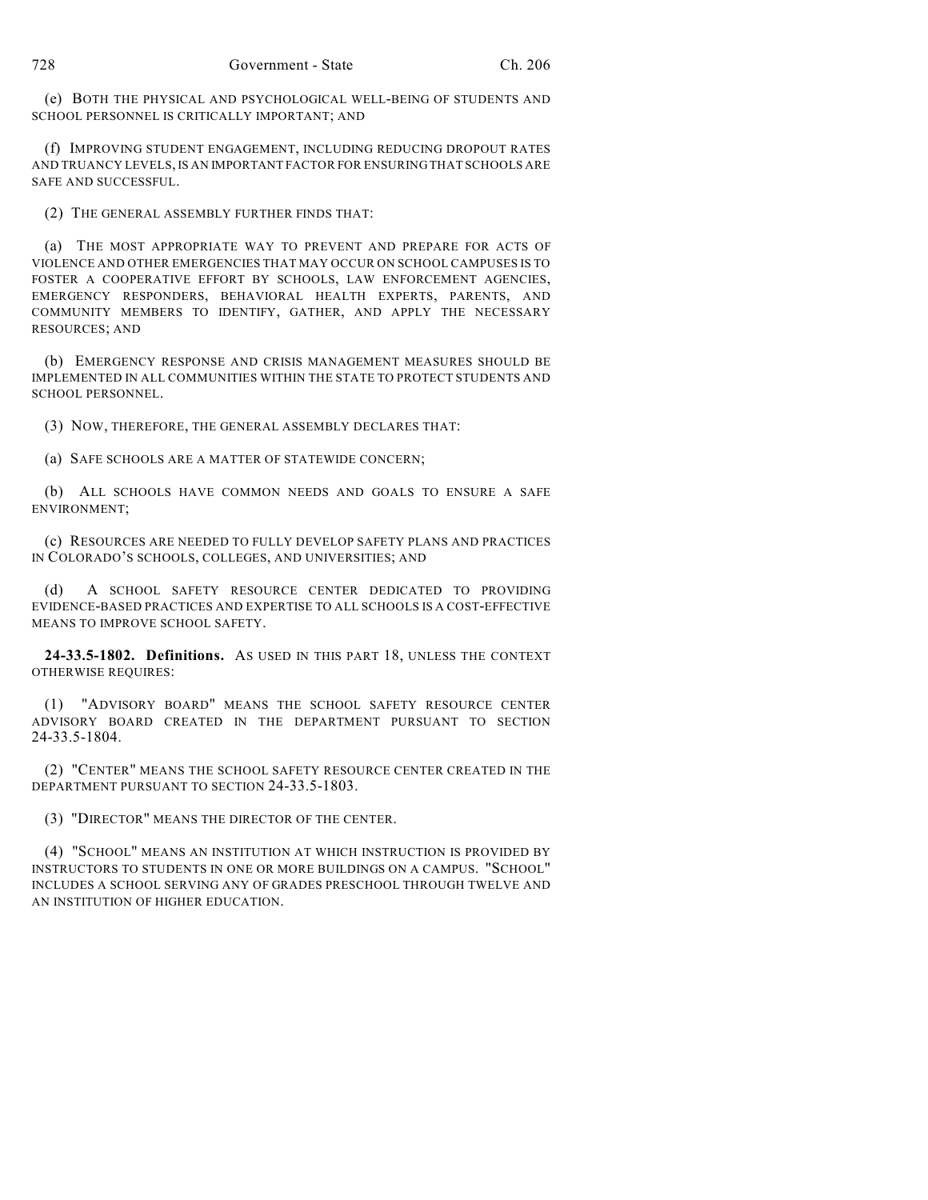(e) BOTH THE PHYSICAL AND PSYCHOLOGICAL WELL-BEING OF STUDENTS AND SCHOOL PERSONNEL IS CRITICALLY IMPORTANT; AND

(f) IMPROVING STUDENT ENGAGEMENT, INCLUDING REDUCING DROPOUT RATES AND TRUANCY LEVELS, IS AN IMPORTANT FACTOR FOR ENSURING THAT SCHOOLS ARE SAFE AND SUCCESSFUL.

(2) THE GENERAL ASSEMBLY FURTHER FINDS THAT:

(a) THE MOST APPROPRIATE WAY TO PREVENT AND PREPARE FOR ACTS OF VIOLENCE AND OTHER EMERGENCIES THAT MAY OCCUR ON SCHOOL CAMPUSES IS TO FOSTER A COOPERATIVE EFFORT BY SCHOOLS, LAW ENFORCEMENT AGENCIES, EMERGENCY RESPONDERS, BEHAVIORAL HEALTH EXPERTS, PARENTS, AND COMMUNITY MEMBERS TO IDENTIFY, GATHER, AND APPLY THE NECESSARY RESOURCES; AND

(b) EMERGENCY RESPONSE AND CRISIS MANAGEMENT MEASURES SHOULD BE IMPLEMENTED IN ALL COMMUNITIES WITHIN THE STATE TO PROTECT STUDENTS AND SCHOOL PERSONNEL.

(3) NOW, THEREFORE, THE GENERAL ASSEMBLY DECLARES THAT:

(a) SAFE SCHOOLS ARE A MATTER OF STATEWIDE CONCERN;

(b) ALL SCHOOLS HAVE COMMON NEEDS AND GOALS TO ENSURE A SAFE ENVIRONMENT;

(c) RESOURCES ARE NEEDED TO FULLY DEVELOP SAFETY PLANS AND PRACTICES IN COLORADO'S SCHOOLS, COLLEGES, AND UNIVERSITIES; AND

(d) A SCHOOL SAFETY RESOURCE CENTER DEDICATED TO PROVIDING EVIDENCE-BASED PRACTICES AND EXPERTISE TO ALL SCHOOLS IS A COST-EFFECTIVE MEANS TO IMPROVE SCHOOL SAFETY.

**24-33.5-1802. Definitions.** AS USED IN THIS PART 18, UNLESS THE CONTEXT OTHERWISE REQUIRES:

(1) "ADVISORY BOARD" MEANS THE SCHOOL SAFETY RESOURCE CENTER ADVISORY BOARD CREATED IN THE DEPARTMENT PURSUANT TO SECTION 24-33.5-1804.

(2) "CENTER" MEANS THE SCHOOL SAFETY RESOURCE CENTER CREATED IN THE DEPARTMENT PURSUANT TO SECTION 24-33.5-1803.

(3) "DIRECTOR" MEANS THE DIRECTOR OF THE CENTER.

(4) "SCHOOL" MEANS AN INSTITUTION AT WHICH INSTRUCTION IS PROVIDED BY INSTRUCTORS TO STUDENTS IN ONE OR MORE BUILDINGS ON A CAMPUS. "SCHOOL" INCLUDES A SCHOOL SERVING ANY OF GRADES PRESCHOOL THROUGH TWELVE AND AN INSTITUTION OF HIGHER EDUCATION.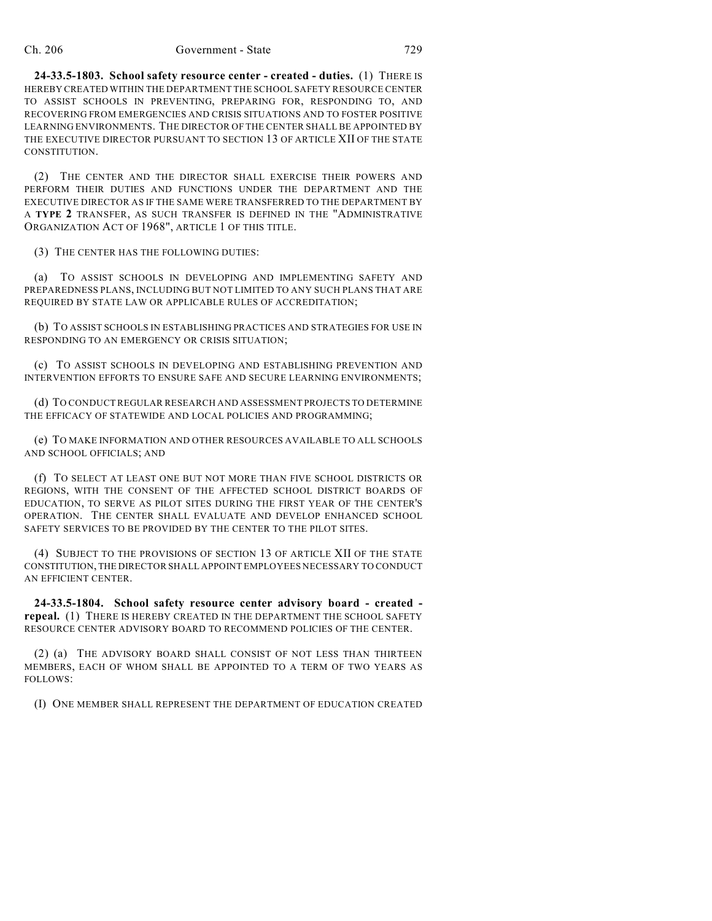**24-33.5-1803. School safety resource center - created - duties.** (1) THERE IS HEREBY CREATED WITHIN THE DEPARTMENT THE SCHOOL SAFETY RESOURCE CENTER TO ASSIST SCHOOLS IN PREVENTING, PREPARING FOR, RESPONDING TO, AND RECOVERING FROM EMERGENCIES AND CRISIS SITUATIONS AND TO FOSTER POSITIVE LEARNING ENVIRONMENTS. THE DIRECTOR OF THE CENTER SHALL BE APPOINTED BY THE EXECUTIVE DIRECTOR PURSUANT TO SECTION 13 OF ARTICLE XII OF THE STATE CONSTITUTION.

(2) THE CENTER AND THE DIRECTOR SHALL EXERCISE THEIR POWERS AND PERFORM THEIR DUTIES AND FUNCTIONS UNDER THE DEPARTMENT AND THE EXECUTIVE DIRECTOR AS IF THE SAME WERE TRANSFERRED TO THE DEPARTMENT BY A **TYPE 2** TRANSFER, AS SUCH TRANSFER IS DEFINED IN THE "ADMINISTRATIVE ORGANIZATION ACT OF 1968", ARTICLE 1 OF THIS TITLE.

(3) THE CENTER HAS THE FOLLOWING DUTIES:

(a) TO ASSIST SCHOOLS IN DEVELOPING AND IMPLEMENTING SAFETY AND PREPAREDNESS PLANS, INCLUDING BUT NOT LIMITED TO ANY SUCH PLANS THAT ARE REQUIRED BY STATE LAW OR APPLICABLE RULES OF ACCREDITATION;

(b) TO ASSIST SCHOOLS IN ESTABLISHING PRACTICES AND STRATEGIES FOR USE IN RESPONDING TO AN EMERGENCY OR CRISIS SITUATION;

(c) TO ASSIST SCHOOLS IN DEVELOPING AND ESTABLISHING PREVENTION AND INTERVENTION EFFORTS TO ENSURE SAFE AND SECURE LEARNING ENVIRONMENTS;

(d) TO CONDUCT REGULAR RESEARCH AND ASSESSMENT PROJECTS TO DETERMINE THE EFFICACY OF STATEWIDE AND LOCAL POLICIES AND PROGRAMMING;

(e) TO MAKE INFORMATION AND OTHER RESOURCES AVAILABLE TO ALL SCHOOLS AND SCHOOL OFFICIALS; AND

(f) TO SELECT AT LEAST ONE BUT NOT MORE THAN FIVE SCHOOL DISTRICTS OR REGIONS, WITH THE CONSENT OF THE AFFECTED SCHOOL DISTRICT BOARDS OF EDUCATION, TO SERVE AS PILOT SITES DURING THE FIRST YEAR OF THE CENTER'S OPERATION. THE CENTER SHALL EVALUATE AND DEVELOP ENHANCED SCHOOL SAFETY SERVICES TO BE PROVIDED BY THE CENTER TO THE PILOT SITES.

(4) SUBJECT TO THE PROVISIONS OF SECTION 13 OF ARTICLE XII OF THE STATE CONSTITUTION, THE DIRECTOR SHALL APPOINT EMPLOYEES NECESSARY TO CONDUCT AN EFFICIENT CENTER.

**24-33.5-1804. School safety resource center advisory board - created - repeal.** (1) THERE IS HEREBY CREATED IN THE DEPARTMENT THE SCHOOL SAFETY RESOURCE CENTER ADVISORY BOARD TO RECOMMEND POLICIES OF THE CENTER.

(2) (a) THE ADVISORY BOARD SHALL CONSIST OF NOT LESS THAN THIRTEEN MEMBERS, EACH OF WHOM SHALL BE APPOINTED TO A TERM OF TWO YEARS AS FOLLOWS:

(I) ONE MEMBER SHALL REPRESENT THE DEPARTMENT OF EDUCATION CREATED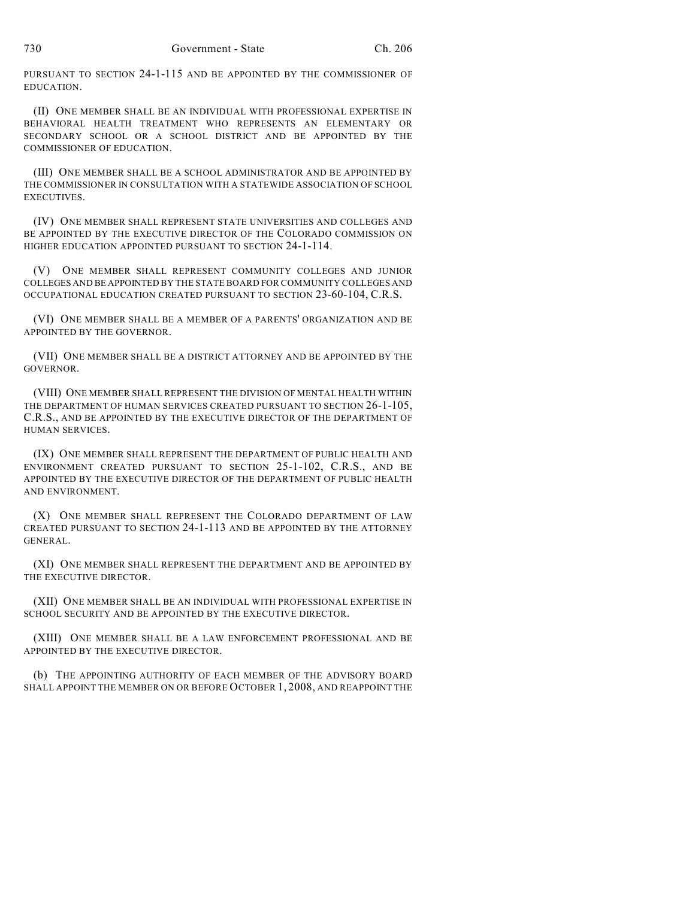PURSUANT TO SECTION 24-1-115 AND BE APPOINTED BY THE COMMISSIONER OF EDUCATION.

(II) ONE MEMBER SHALL BE AN INDIVIDUAL WITH PROFESSIONAL EXPERTISE IN BEHAVIORAL HEALTH TREATMENT WHO REPRESENTS AN ELEMENTARY OR SECONDARY SCHOOL OR A SCHOOL DISTRICT AND BE APPOINTED BY THE COMMISSIONER OF EDUCATION.

(III) ONE MEMBER SHALL BE A SCHOOL ADMINISTRATOR AND BE APPOINTED BY THE COMMISSIONER IN CONSULTATION WITH A STATEWIDE ASSOCIATION OF SCHOOL EXECUTIVES.

(IV) ONE MEMBER SHALL REPRESENT STATE UNIVERSITIES AND COLLEGES AND BE APPOINTED BY THE EXECUTIVE DIRECTOR OF THE COLORADO COMMISSION ON HIGHER EDUCATION APPOINTED PURSUANT TO SECTION 24-1-114.

(V) ONE MEMBER SHALL REPRESENT COMMUNITY COLLEGES AND JUNIOR COLLEGES AND BE APPOINTED BY THE STATE BOARD FOR COMMUNITY COLLEGES AND OCCUPATIONAL EDUCATION CREATED PURSUANT TO SECTION 23-60-104, C.R.S.

(VI) ONE MEMBER SHALL BE A MEMBER OF A PARENTS' ORGANIZATION AND BE APPOINTED BY THE GOVERNOR.

(VII) ONE MEMBER SHALL BE A DISTRICT ATTORNEY AND BE APPOINTED BY THE GOVERNOR.

(VIII) ONE MEMBER SHALL REPRESENT THE DIVISION OF MENTAL HEALTH WITHIN THE DEPARTMENT OF HUMAN SERVICES CREATED PURSUANT TO SECTION 26-1-105, C.R.S., AND BE APPOINTED BY THE EXECUTIVE DIRECTOR OF THE DEPARTMENT OF HUMAN SERVICES.

(IX) ONE MEMBER SHALL REPRESENT THE DEPARTMENT OF PUBLIC HEALTH AND ENVIRONMENT CREATED PURSUANT TO SECTION 25-1-102, C.R.S., AND BE APPOINTED BY THE EXECUTIVE DIRECTOR OF THE DEPARTMENT OF PUBLIC HEALTH AND ENVIRONMENT.

(X) ONE MEMBER SHALL REPRESENT THE COLORADO DEPARTMENT OF LAW CREATED PURSUANT TO SECTION 24-1-113 AND BE APPOINTED BY THE ATTORNEY GENERAL.

(XI) ONE MEMBER SHALL REPRESENT THE DEPARTMENT AND BE APPOINTED BY THE EXECUTIVE DIRECTOR.

(XII) ONE MEMBER SHALL BE AN INDIVIDUAL WITH PROFESSIONAL EXPERTISE IN SCHOOL SECURITY AND BE APPOINTED BY THE EXECUTIVE DIRECTOR.

(XIII) ONE MEMBER SHALL BE A LAW ENFORCEMENT PROFESSIONAL AND BE APPOINTED BY THE EXECUTIVE DIRECTOR.

(b) THE APPOINTING AUTHORITY OF EACH MEMBER OF THE ADVISORY BOARD SHALL APPOINT THE MEMBER ON OR BEFORE OCTOBER 1, 2008, AND REAPPOINT THE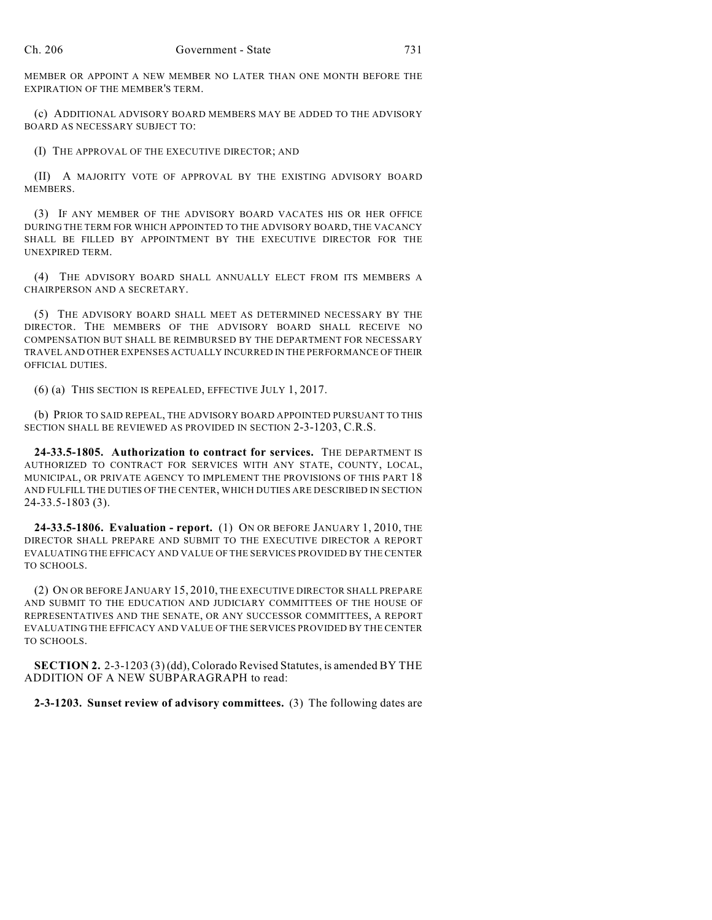MEMBER OR APPOINT A NEW MEMBER NO LATER THAN ONE MONTH BEFORE THE EXPIRATION OF THE MEMBER'S TERM.

(c) ADDITIONAL ADVISORY BOARD MEMBERS MAY BE ADDED TO THE ADVISORY BOARD AS NECESSARY SUBJECT TO:

(I) THE APPROVAL OF THE EXECUTIVE DIRECTOR; AND

(II) A MAJORITY VOTE OF APPROVAL BY THE EXISTING ADVISORY BOARD MEMBERS.

(3) IF ANY MEMBER OF THE ADVISORY BOARD VACATES HIS OR HER OFFICE DURING THE TERM FOR WHICH APPOINTED TO THE ADVISORY BOARD, THE VACANCY SHALL BE FILLED BY APPOINTMENT BY THE EXECUTIVE DIRECTOR FOR THE UNEXPIRED TERM.

(4) THE ADVISORY BOARD SHALL ANNUALLY ELECT FROM ITS MEMBERS A CHAIRPERSON AND A SECRETARY.

(5) THE ADVISORY BOARD SHALL MEET AS DETERMINED NECESSARY BY THE DIRECTOR. THE MEMBERS OF THE ADVISORY BOARD SHALL RECEIVE NO COMPENSATION BUT SHALL BE REIMBURSED BY THE DEPARTMENT FOR NECESSARY TRAVEL AND OTHER EXPENSES ACTUALLY INCURRED IN THE PERFORMANCE OF THEIR OFFICIAL DUTIES.

(6) (a) THIS SECTION IS REPEALED, EFFECTIVE JULY 1, 2017.

(b) PRIOR TO SAID REPEAL, THE ADVISORY BOARD APPOINTED PURSUANT TO THIS SECTION SHALL BE REVIEWED AS PROVIDED IN SECTION 2-3-1203, C.R.S.

**24-33.5-1805. Authorization to contract for services.** THE DEPARTMENT IS AUTHORIZED TO CONTRACT FOR SERVICES WITH ANY STATE, COUNTY, LOCAL, MUNICIPAL, OR PRIVATE AGENCY TO IMPLEMENT THE PROVISIONS OF THIS PART 18 AND FULFILL THE DUTIES OF THE CENTER, WHICH DUTIES ARE DESCRIBED IN SECTION 24-33.5-1803 (3).

**24-33.5-1806. Evaluation - report.** (1) ON OR BEFORE JANUARY 1, 2010, THE DIRECTOR SHALL PREPARE AND SUBMIT TO THE EXECUTIVE DIRECTOR A REPORT EVALUATING THE EFFICACY AND VALUE OF THE SERVICES PROVIDED BY THE CENTER TO SCHOOLS.

(2) ON OR BEFORE JANUARY 15, 2010, THE EXECUTIVE DIRECTOR SHALL PREPARE AND SUBMIT TO THE EDUCATION AND JUDICIARY COMMITTEES OF THE HOUSE OF REPRESENTATIVES AND THE SENATE, OR ANY SUCCESSOR COMMITTEES, A REPORT EVALUATING THE EFFICACY AND VALUE OF THE SERVICES PROVIDED BY THE CENTER TO SCHOOLS.

**SECTION 2.** 2-3-1203 (3) (dd), Colorado Revised Statutes, is amended BY THE ADDITION OF A NEW SUBPARAGRAPH to read:

**2-3-1203. Sunset review of advisory committees.** (3) The following dates are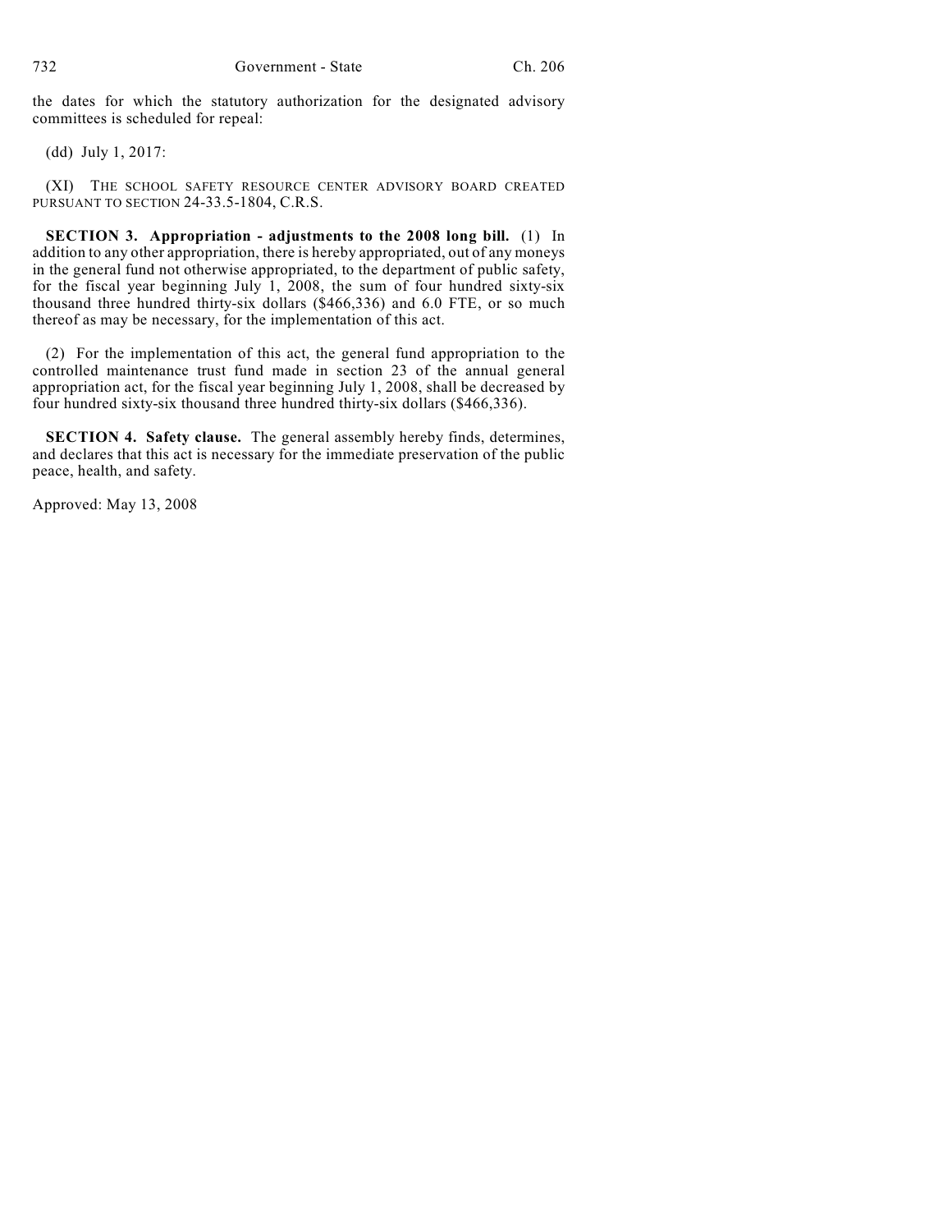the dates for which the statutory authorization for the designated advisory committees is scheduled for repeal:

(dd) July 1, 2017:

(XI) THE SCHOOL SAFETY RESOURCE CENTER ADVISORY BOARD CREATED PURSUANT TO SECTION 24-33.5-1804, C.R.S.

**SECTION 3. Appropriation - adjustments to the 2008 long bill.** (1) In addition to any other appropriation, there is hereby appropriated, out of any moneys in the general fund not otherwise appropriated, to the department of public safety, for the fiscal year beginning July 1, 2008, the sum of four hundred sixty-six thousand three hundred thirty-six dollars ($466,336) and 6.0 FTE, or so much thereof as may be necessary, for the implementation of this act.

(2) For the implementation of this act, the general fund appropriation to the controlled maintenance trust fund made in section 23 of the annual general appropriation act, for the fiscal year beginning July 1, 2008, shall be decreased by four hundred sixty-six thousand three hundred thirty-six dollars ($466,336).

**SECTION 4. Safety clause.** The general assembly hereby finds, determines, and declares that this act is necessary for the immediate preservation of the public peace, health, and safety.

Approved: May 13, 2008